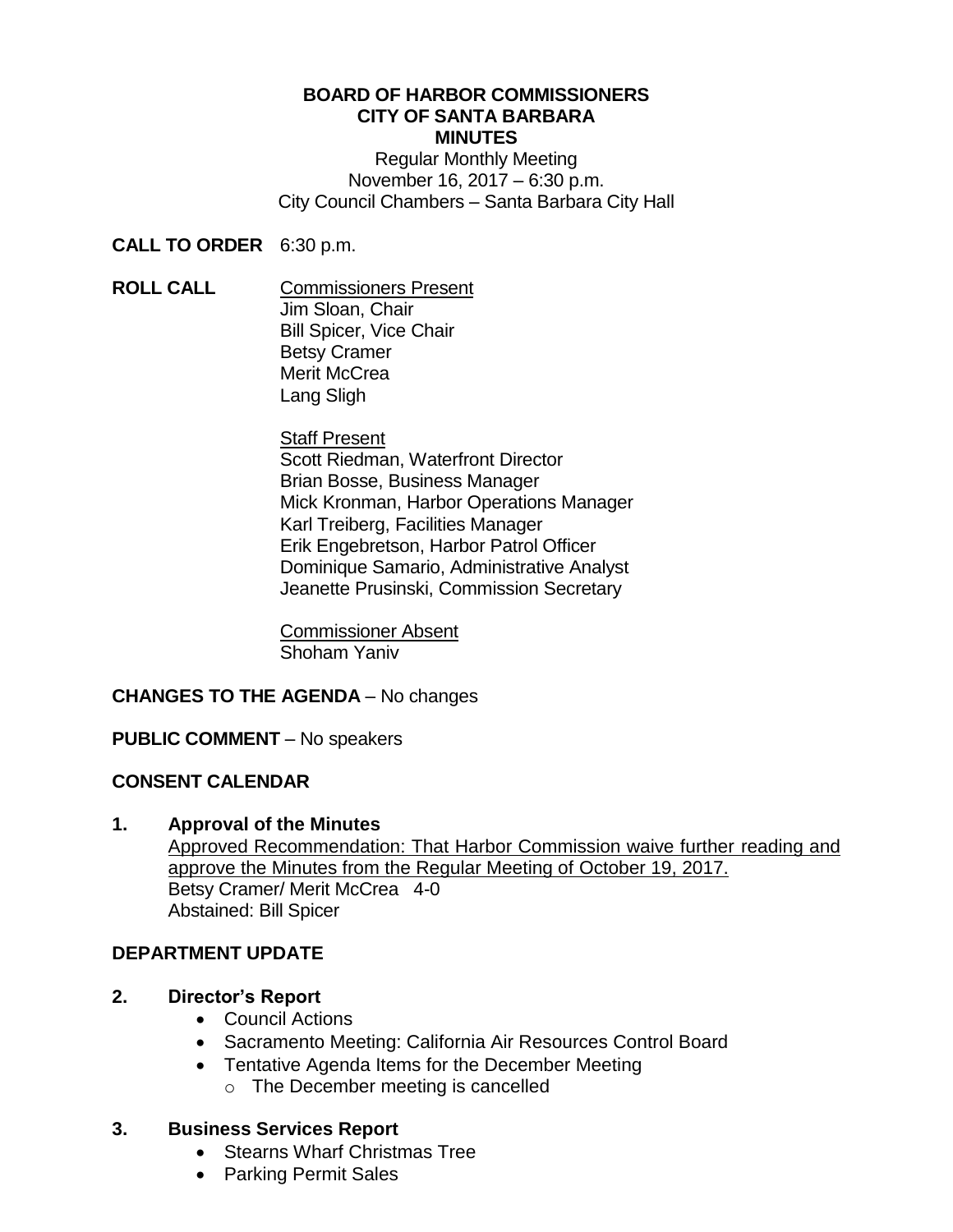**BOARD OF HARBOR COMMISSIONERS**
**CITY OF SANTA BARBARA**
**MINUTES**

Regular Monthly Meeting
November 16, 2017 – 6:30 p.m.
City Council Chambers – Santa Barbara City Hall

**CALL TO ORDER** 6:30 p.m.

**ROLL CALL**

Commissioners Present
Jim Sloan, Chair
Bill Spicer, Vice Chair
Betsy Cramer
Merit McCrea
Lang Sligh

Staff Present
Scott Riedman, Waterfront Director
Brian Bosse, Business Manager
Mick Kronman, Harbor Operations Manager
Karl Treiberg, Facilities Manager
Erik Engebretson, Harbor Patrol Officer
Dominique Samario, Administrative Analyst
Jeanette Prusinski, Commission Secretary

Commissioner Absent
Shoham Yaniv

**CHANGES TO THE AGENDA** – No changes

**PUBLIC COMMENT** – No speakers

**CONSENT CALENDAR**

**1. Approval of the Minutes**

Approved Recommendation: That Harbor Commission waive further reading and approve the Minutes from the Regular Meeting of October 19, 2017.
Betsy Cramer/ Merit McCrea 4-0
Abstained: Bill Spicer

**DEPARTMENT UPDATE**

**2. Director's Report**

- Council Actions
- Sacramento Meeting: California Air Resources Control Board
- Tentative Agenda Items for the December Meeting
  - The December meeting is cancelled

**3. Business Services Report**

- Stearns Wharf Christmas Tree
- Parking Permit Sales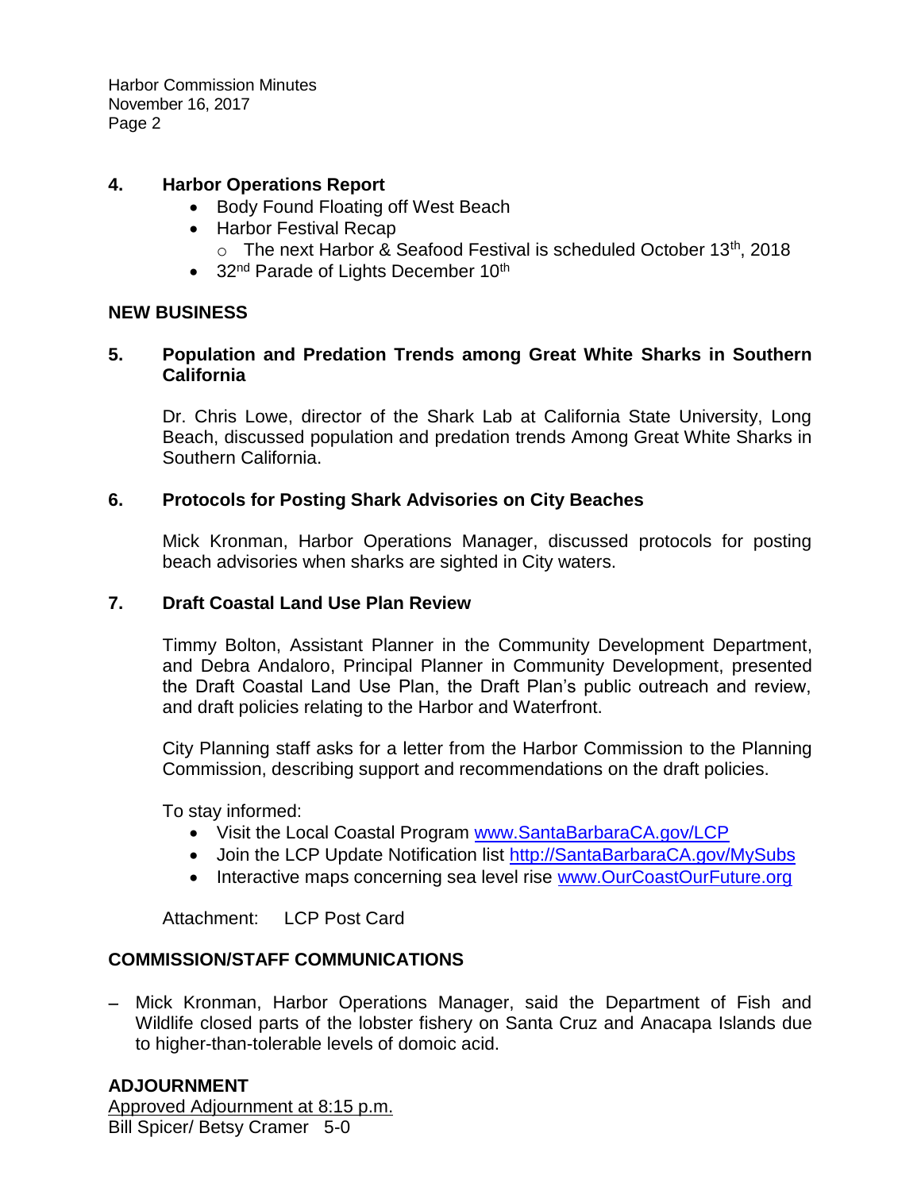**4. Harbor Operations Report**

- Body Found Floating off West Beach
- Harbor Festival Recap
  - The next Harbor & Seafood Festival is scheduled October 13th, 2018
- 32nd Parade of Lights December 10th

## NEW BUSINESS

**5. Population and Predation Trends among Great White Sharks in Southern California**

Dr. Chris Lowe, director of the Shark Lab at California State University, Long Beach, discussed population and predation trends Among Great White Sharks in Southern California.

**6. Protocols for Posting Shark Advisories on City Beaches**

Mick Kronman, Harbor Operations Manager, discussed protocols for posting beach advisories when sharks are sighted in City waters.

**7. Draft Coastal Land Use Plan Review**

Timmy Bolton, Assistant Planner in the Community Development Department, and Debra Andaloro, Principal Planner in Community Development, presented the Draft Coastal Land Use Plan, the Draft Plan's public outreach and review, and draft policies relating to the Harbor and Waterfront.

City Planning staff asks for a letter from the Harbor Commission to the Planning Commission, describing support and recommendations on the draft policies.

To stay informed:

- Visit the Local Coastal Program www.SantaBarbaraCA.gov/LCP
- Join the LCP Update Notification list http://SantaBarbaraCA.gov/MySubs
- Interactive maps concerning sea level rise www.OurCoastOurFuture.org

Attachment: LCP Post Card

## COMMISSION/STAFF COMMUNICATIONS

- Mick Kronman, Harbor Operations Manager, said the Department of Fish and Wildlife closed parts of the lobster fishery on Santa Cruz and Anacapa Islands due to higher-than-tolerable levels of domoic acid.

## ADJOURNMENT

Approved Adjournment at 8:15 p.m.
Bill Spicer/ Betsy Cramer 5-0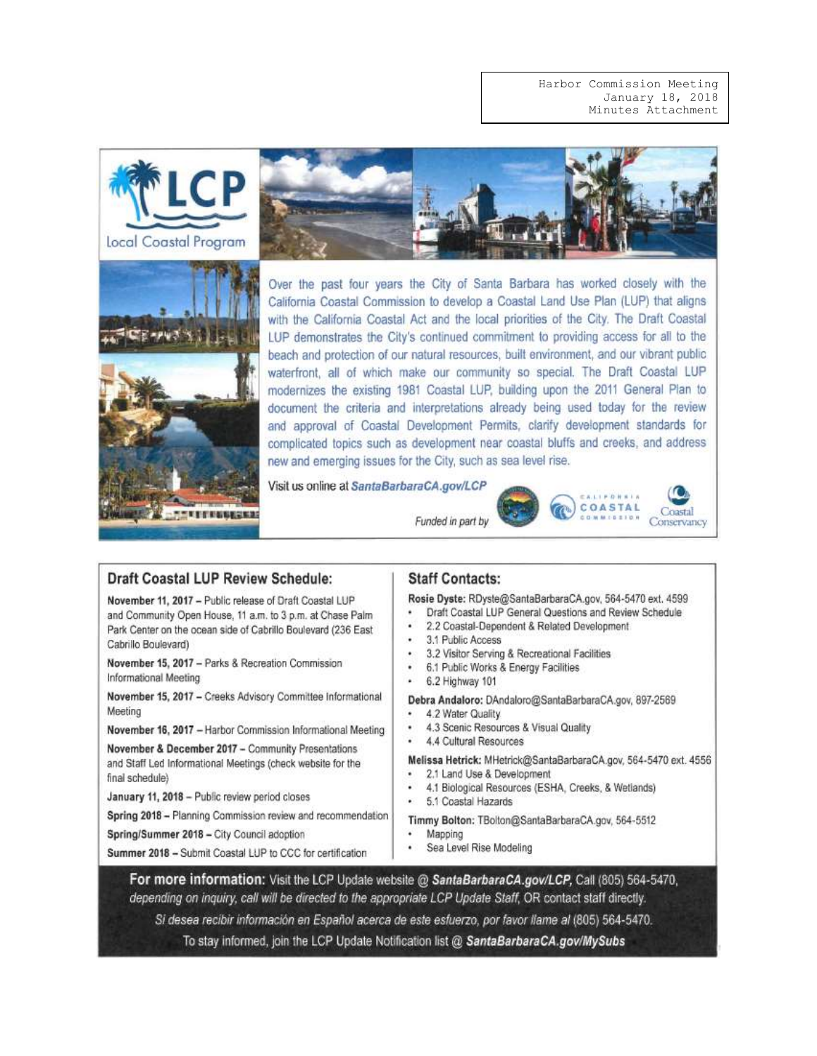Harbor Commission Meeting
January 18, 2018
Minutes Attachment

# LCP
Local Coastal Program

Over the past four years the City of Santa Barbara has worked closely with the California Coastal Commission to develop a Coastal Land Use Plan (LUP) that aligns with the California Coastal Act and the local priorities of the City. The Draft Coastal LUP demonstrates the City's continued commitment to providing access for all to the beach and protection of our natural resources, built environment, and our vibrant public waterfront, all of which make our community so special. The Draft Coastal LUP modernizes the existing 1981 Coastal LUP, building upon the 2011 General Plan to document the criteria and interpretations already being used today for the review and approval of Coastal Development Permits, clarify development standards for complicated topics such as development near coastal bluffs and creeks, and address new and emerging issues for the City, such as sea level rise.

Visit us online at ***SantaBarbaraCA.gov/LCP***

*Funded in part by* California Coastal Commission, Coastal Conservancy

## Draft Coastal LUP Review Schedule:

**November 11, 2017** – Public release of Draft Coastal LUP and Community Open House, 11 a.m. to 3 p.m. at Chase Palm Park Center on the ocean side of Cabrillo Boulevard (236 East Cabrillo Boulevard)

**November 15, 2017** – Parks & Recreation Commission Informational Meeting

**November 15, 2017** – Creeks Advisory Committee Informational Meeting

**November 16, 2017** – Harbor Commission Informational Meeting

**November & December 2017** – Community Presentations and Staff Led Informational Meetings (check website for the final schedule)

**January 11, 2018** – Public review period closes

**Spring 2018** – Planning Commission review and recommendation

**Spring/Summer 2018** – City Council adoption

**Summer 2018** – Submit Coastal LUP to CCC for certification

## Staff Contacts:

**Rosie Dyste:** RDyste@SantaBarbaraCA.gov, 564-5470 ext. 4599
- Draft Coastal LUP General Questions and Review Schedule
- 2.2 Coastal-Dependent & Related Development
- 3.1 Public Access
- 3.2 Visitor Serving & Recreational Facilities
- 6.1 Public Works & Energy Facilities
- 6.2 Highway 101

**Debra Andaloro:** DAndaloro@SantaBarbaraCA.gov, 897-2569
- 4.2 Water Quality
- 4.3 Scenic Resources & Visual Quality
- 4.4 Cultural Resources

**Melissa Hetrick:** MHetrick@SantaBarbaraCA.gov, 564-5470 ext. 4556
- 2.1 Land Use & Development
- 4.1 Biological Resources (ESHA, Creeks, & Wetlands)
- 5.1 Coastal Hazards

**Timmy Bolton:** TBolton@SantaBarbaraCA.gov, 564-5512
- Mapping
- Sea Level Rise Modeling

**For more information:** Visit the LCP Update website @ ***SantaBarbaraCA.gov/LCP,*** Call (805) 564-5470, *depending on inquiry, call will be directed to the appropriate LCP Update Staff,* OR contact staff directly.

*Si desea recibir información en Español acerca de este esfuerzo, por favor llame al (805) 564-5470.*

To stay informed, join the LCP Update Notification list @ ***SantaBarbaraCA.gov/MySubs***